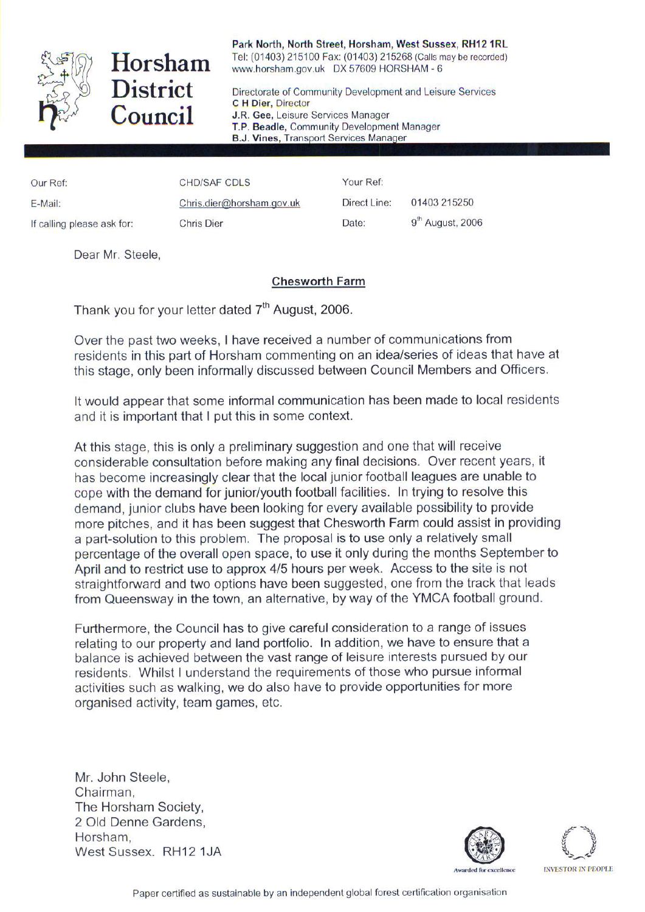# Horsham District Council

**Park North, North Street, Horsham, West Sussex, RH12 1RL**
Tel: (01403) 215100 Fax: (01403) 215268 (Calls may be recorded)
www.horsham.gov.uk DX 57609 HORSHAM - 6

Directorate of Community Development and Leisure Services
**C H Dier,** Director
**J.R. Gee,** Leisure Services Manager
**T.P. Beadle,** Community Development Manager
**B.J. Vines,** Transport Services Manager

| | | | |
|---|---|---|---|
| Our Ref: | CHD/SAF CDLS | Your Ref: | |
| E-Mail: | Chris.dier@horsham.gov.uk | Direct Line: | 01403 215250 |
| If calling please ask for: | Chris Dier | Date: | 9th August, 2006 |

Dear Mr. Steele,

**Chesworth Farm**

Thank you for your letter dated 7th August, 2006.

Over the past two weeks, I have received a number of communications from residents in this part of Horsham commenting on an idea/series of ideas that have at this stage, only been informally discussed between Council Members and Officers.

It would appear that some informal communication has been made to local residents and it is important that I put this in some context.

At this stage, this is only a preliminary suggestion and one that will receive considerable consultation before making any final decisions. Over recent years, it has become increasingly clear that the local junior football leagues are unable to cope with the demand for junior/youth football facilities. In trying to resolve this demand, junior clubs have been looking for every available possibility to provide more pitches, and it has been suggest that Chesworth Farm could assist in providing a part-solution to this problem. The proposal is to use only a relatively small percentage of the overall open space, to use it only during the months September to April and to restrict use to approx 4/5 hours per week. Access to the site is not straightforward and two options have been suggested, one from the track that leads from Queensway in the town, an alternative, by way of the YMCA football ground.

Furthermore, the Council has to give careful consideration to a range of issues relating to our property and land portfolio. In addition, we have to ensure that a balance is achieved between the vast range of leisure interests pursued by our residents. Whilst I understand the requirements of those who pursue informal activities such as walking, we do also have to provide opportunities for more organised activity, team games, etc.

Mr. John Steele,
Chairman,
The Horsham Society,
2 Old Denne Gardens,
Horsham,
West Sussex. RH12 1JA

Awarded for excellence

INVESTOR IN PEOPLE

Paper certified as sustainable by an independent global forest certification organisation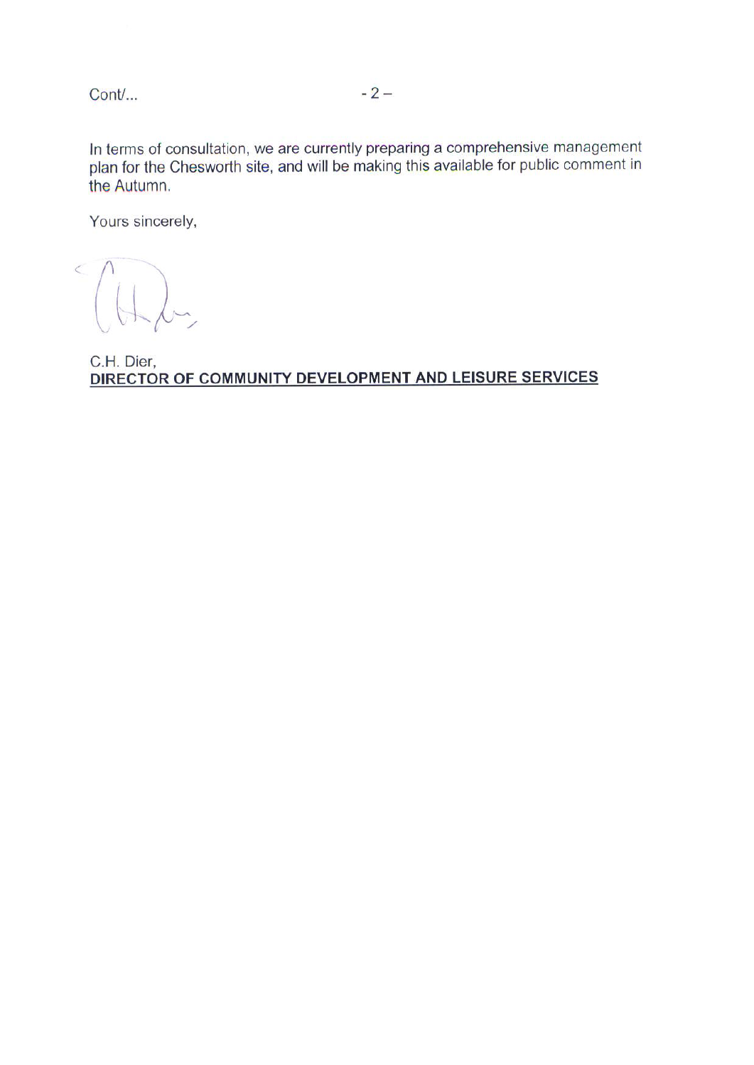Cont/...

In terms of consultation, we are currently preparing a comprehensive management plan for the Chesworth site, and will be making this available for public comment in the Autumn.

Yours sincerely,

C.H. Dier,
**DIRECTOR OF COMMUNITY DEVELOPMENT AND LEISURE SERVICES**